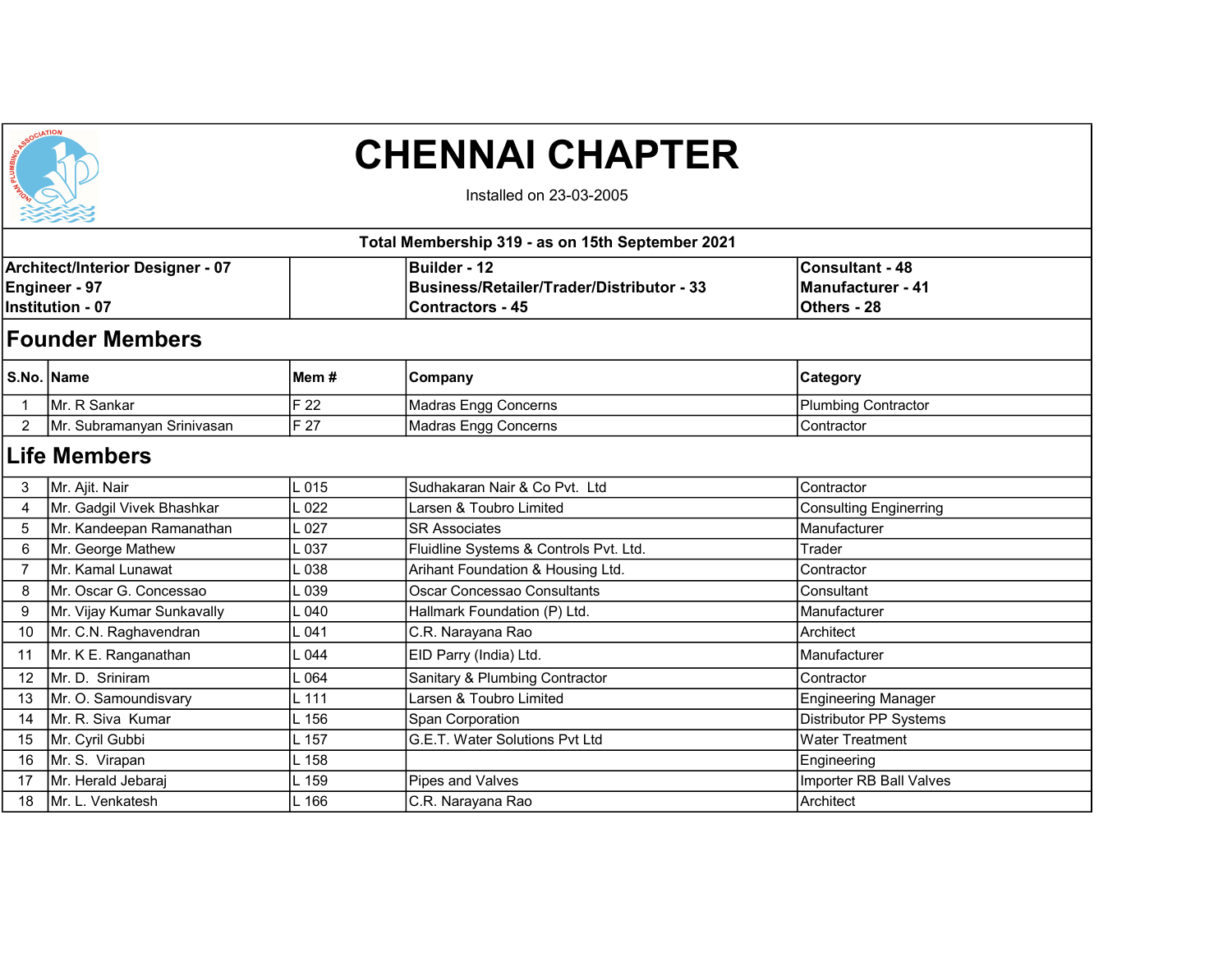# CHENNAI CHAPTER

Installed on 23-03-2005

**Total Membership 319 - as on 15th September 2021**

| | | | |
|---|---|---|---|
| **Architect/Interior Designer - 07** | | **Builder - 12** | **Consultant - 48** |
| **Engineer - 97** | | **Business/Retailer/Trader/Distributor - 33** | **Manufacturer - 41** |
| **Institution - 07** | | **Contractors - 45** | **Others - 28** |

## Founder Members

| S.No. | Name | Mem # | Company | Category |
|---|---|---|---|---|
| 1 | Mr. R Sankar | F 22 | Madras Engg Concerns | Plumbing Contractor |
| 2 | Mr. Subramanyan Srinivasan | F 27 | Madras Engg Concerns | Contractor |

## Life Members

| S.No. | Name | Mem # | Company | Category |
|---|---|---|---|---|
| 3 | Mr. Ajit. Nair | L 015 | Sudhakaran Nair & Co Pvt. Ltd | Contractor |
| 4 | Mr. Gadgil Vivek Bhashkar | L 022 | Larsen & Toubro Limited | Consulting Enginerring |
| 5 | Mr. Kandeepan Ramanathan | L 027 | SR Associates | Manufacturer |
| 6 | Mr. George Mathew | L 037 | Fluidline Systems & Controls Pvt. Ltd. | Trader |
| 7 | Mr. Kamal Lunawat | L 038 | Arihant Foundation & Housing Ltd. | Contractor |
| 8 | Mr. Oscar G. Concessao | L 039 | Oscar Concessao Consultants | Consultant |
| 9 | Mr. Vijay Kumar Sunkavally | L 040 | Hallmark Foundation (P) Ltd. | Manufacturer |
| 10 | Mr. C.N. Raghavendran | L 041 | C.R. Narayana Rao | Architect |
| 11 | Mr. K E. Ranganathan | L 044 | EID Parry (India) Ltd. | Manufacturer |
| 12 | Mr. D. Sriniram | L 064 | Sanitary & Plumbing Contractor | Contractor |
| 13 | Mr. O. Samoundisvary | L 111 | Larsen & Toubro Limited | Engineering Manager |
| 14 | Mr. R. Siva Kumar | L 156 | Span Corporation | Distributor PP Systems |
| 15 | Mr. Cyril Gubbi | L 157 | G.E.T. Water Solutions Pvt Ltd | Water Treatment |
| 16 | Mr. S. Virapan | L 158 | | Engineering |
| 17 | Mr. Herald Jebaraj | L 159 | Pipes and Valves | Importer RB Ball Valves |
| 18 | Mr. L. Venkatesh | L 166 | C.R. Narayana Rao | Architect |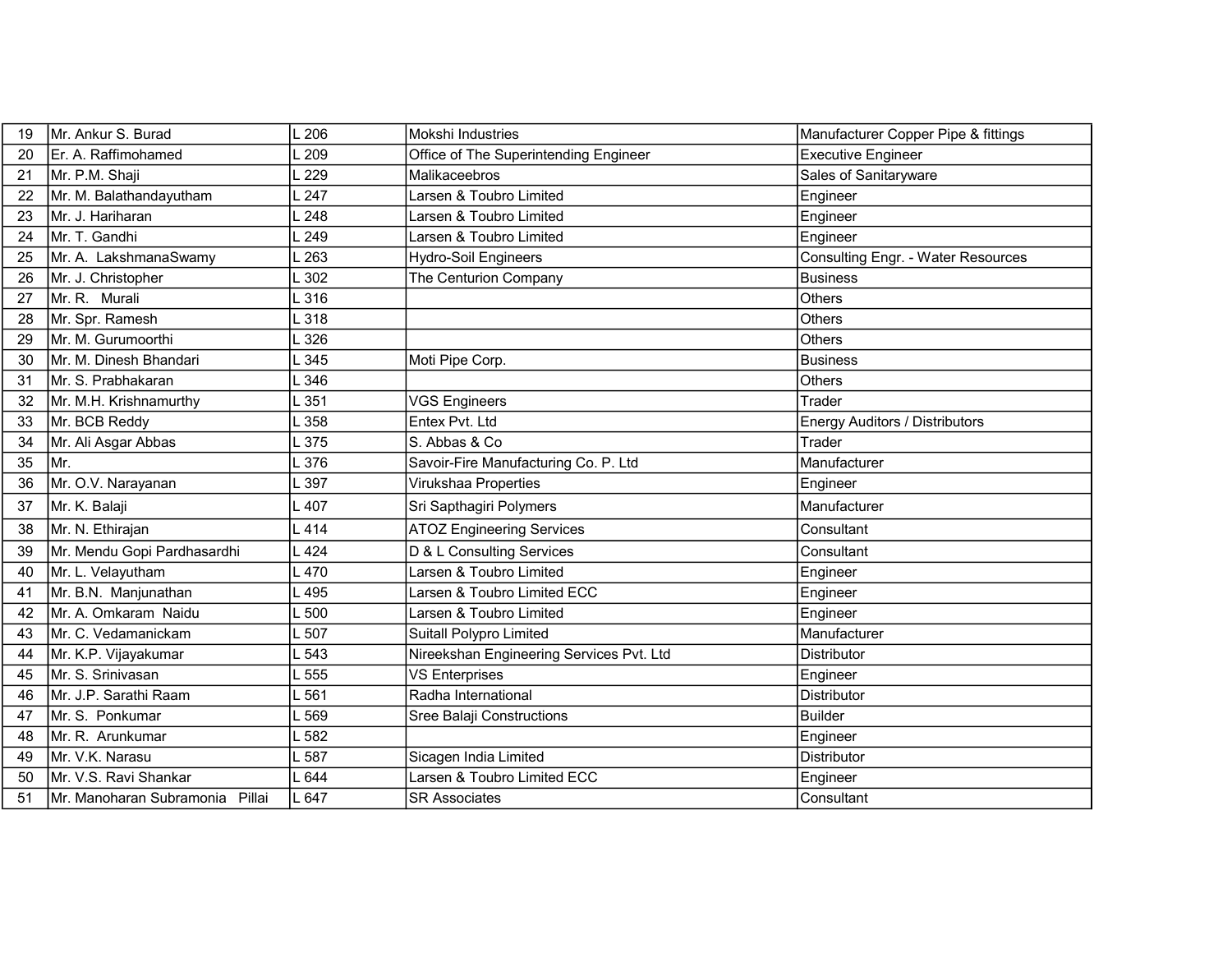| | | | | |
|---|---|---|---|---|
| 19 | Mr. Ankur S. Burad | L 206 | Mokshi Industries | Manufacturer Copper Pipe & fittings |
| 20 | Er. A. Raffimohamed | L 209 | Office of The Superintending Engineer | Executive Engineer |
| 21 | Mr. P.M. Shaji | L 229 | Malikaceebros | Sales of Sanitaryware |
| 22 | Mr. M. Balathandayutham | L 247 | Larsen & Toubro Limited | Engineer |
| 23 | Mr. J. Hariharan | L 248 | Larsen & Toubro Limited | Engineer |
| 24 | Mr. T. Gandhi | L 249 | Larsen & Toubro Limited | Engineer |
| 25 | Mr. A. LakshmanaSwamy | L 263 | Hydro-Soil Engineers | Consulting Engr. - Water Resources |
| 26 | Mr. J. Christopher | L 302 | The Centurion Company | Business |
| 27 | Mr. R. Murali | L 316 | | Others |
| 28 | Mr. Spr. Ramesh | L 318 | | Others |
| 29 | Mr. M. Gurumoorthi | L 326 | | Others |
| 30 | Mr. M. Dinesh Bhandari | L 345 | Moti Pipe Corp. | Business |
| 31 | Mr. S. Prabhakaran | L 346 | | Others |
| 32 | Mr. M.H. Krishnamurthy | L 351 | VGS Engineers | Trader |
| 33 | Mr. BCB Reddy | L 358 | Entex Pvt. Ltd | Energy Auditors / Distributors |
| 34 | Mr. Ali Asgar Abbas | L 375 | S. Abbas & Co | Trader |
| 35 | Mr. | L 376 | Savoir-Fire Manufacturing Co. P. Ltd | Manufacturer |
| 36 | Mr. O.V. Narayanan | L 397 | Virukshaa Properties | Engineer |
| 37 | Mr. K. Balaji | L 407 | Sri Sapthagiri Polymers | Manufacturer |
| 38 | Mr. N. Ethirajan | L 414 | ATOZ Engineering Services | Consultant |
| 39 | Mr. Mendu Gopi Pardhasardhi | L 424 | D & L Consulting Services | Consultant |
| 40 | Mr. L. Velayutham | L 470 | Larsen & Toubro Limited | Engineer |
| 41 | Mr. B.N. Manjunathan | L 495 | Larsen & Toubro Limited ECC | Engineer |
| 42 | Mr. A. Omkaram Naidu | L 500 | Larsen & Toubro Limited | Engineer |
| 43 | Mr. C. Vedamanickam | L 507 | Suitall Polypro Limited | Manufacturer |
| 44 | Mr. K.P. Vijayakumar | L 543 | Nireekshan Engineering Services Pvt. Ltd | Distributor |
| 45 | Mr. S. Srinivasan | L 555 | VS Enterprises | Engineer |
| 46 | Mr. J.P. Sarathi Raam | L 561 | Radha International | Distributor |
| 47 | Mr. S. Ponkumar | L 569 | Sree Balaji Constructions | Builder |
| 48 | Mr. R. Arunkumar | L 582 | | Engineer |
| 49 | Mr. V.K. Narasu | L 587 | Sicagen India Limited | Distributor |
| 50 | Mr. V.S. Ravi Shankar | L 644 | Larsen & Toubro Limited ECC | Engineer |
| 51 | Mr. Manoharan Subramonia Pillai | L 647 | SR Associates | Consultant |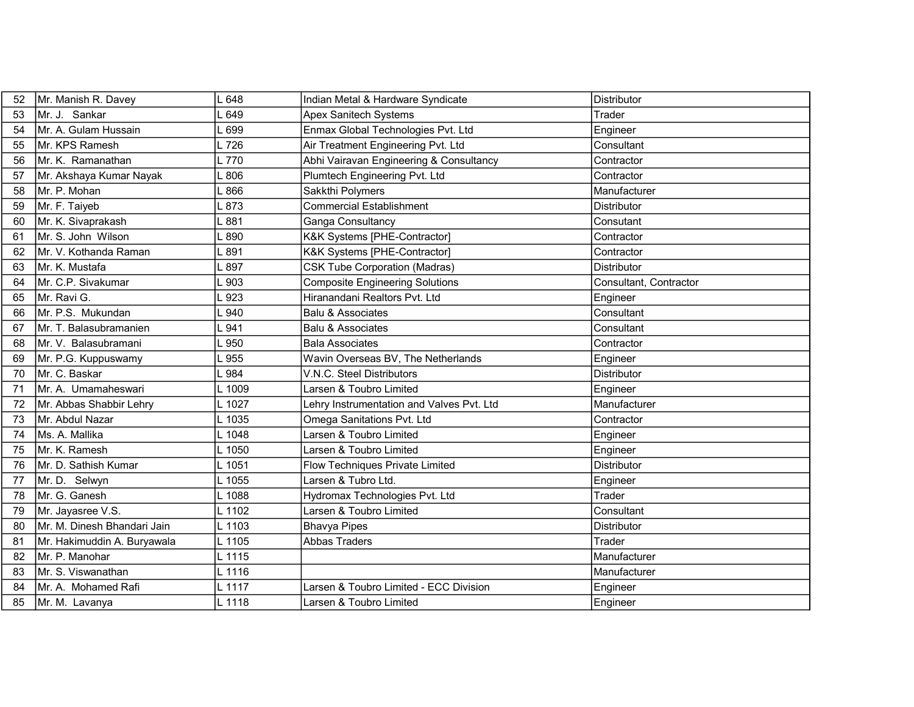| 52 | Mr. Manish R. Davey | L 648 | Indian Metal & Hardware Syndicate | Distributor |
|---|---|---|---|---|
| 53 | Mr. J. Sankar | L 649 | Apex Sanitech Systems | Trader |
| 54 | Mr. A. Gulam Hussain | L 699 | Enmax Global Technologies Pvt. Ltd | Engineer |
| 55 | Mr. KPS Ramesh | L 726 | Air Treatment Engineering Pvt. Ltd | Consultant |
| 56 | Mr. K. Ramanathan | L 770 | Abhi Vairavan Engineering & Consultancy | Contractor |
| 57 | Mr. Akshaya Kumar Nayak | L 806 | Plumtech Engineering Pvt. Ltd | Contractor |
| 58 | Mr. P. Mohan | L 866 | Sakkthi Polymers | Manufacturer |
| 59 | Mr. F. Taiyeb | L 873 | Commercial Establishment | Distributor |
| 60 | Mr. K. Sivaprakash | L 881 | Ganga Consultancy | Consutant |
| 61 | Mr. S. John Wilson | L 890 | K&K Systems [PHE-Contractor] | Contractor |
| 62 | Mr. V. Kothanda Raman | L 891 | K&K Systems [PHE-Contractor] | Contractor |
| 63 | Mr. K. Mustafa | L 897 | CSK Tube Corporation (Madras) | Distributor |
| 64 | Mr. C.P. Sivakumar | L 903 | Composite Engineering Solutions | Consultant, Contractor |
| 65 | Mr. Ravi G. | L 923 | Hiranandani Realtors Pvt. Ltd | Engineer |
| 66 | Mr. P.S. Mukundan | L 940 | Balu & Associates | Consultant |
| 67 | Mr. T. Balasubramanien | L 941 | Balu & Associates | Consultant |
| 68 | Mr. V. Balasubramani | L 950 | Bala Associates | Contractor |
| 69 | Mr. P.G. Kuppuswamy | L 955 | Wavin Overseas BV, The Netherlands | Engineer |
| 70 | Mr. C. Baskar | L 984 | V.N.C. Steel Distributors | Distributor |
| 71 | Mr. A. Umamaheswari | L 1009 | Larsen & Toubro Limited | Engineer |
| 72 | Mr. Abbas Shabbir Lehry | L 1027 | Lehry Instrumentation and Valves Pvt. Ltd | Manufacturer |
| 73 | Mr. Abdul Nazar | L 1035 | Omega Sanitations Pvt. Ltd | Contractor |
| 74 | Ms. A. Mallika | L 1048 | Larsen & Toubro Limited | Engineer |
| 75 | Mr. K. Ramesh | L 1050 | Larsen & Toubro Limited | Engineer |
| 76 | Mr. D. Sathish Kumar | L 1051 | Flow Techniques Private Limited | Distributor |
| 77 | Mr. D. Selwyn | L 1055 | Larsen & Tubro Ltd. | Engineer |
| 78 | Mr. G. Ganesh | L 1088 | Hydromax Technologies Pvt. Ltd | Trader |
| 79 | Mr. Jayasree V.S. | L 1102 | Larsen & Toubro Limited | Consultant |
| 80 | Mr. M. Dinesh Bhandari Jain | L 1103 | Bhavya Pipes | Distributor |
| 81 | Mr. Hakimuddin A. Buryawala | L 1105 | Abbas Traders | Trader |
| 82 | Mr. P. Manohar | L 1115 | | Manufacturer |
| 83 | Mr. S. Viswanathan | L 1116 | | Manufacturer |
| 84 | Mr. A. Mohamed Rafi | L 1117 | Larsen & Toubro Limited - ECC Division | Engineer |
| 85 | Mr. M. Lavanya | L 1118 | Larsen & Toubro Limited | Engineer |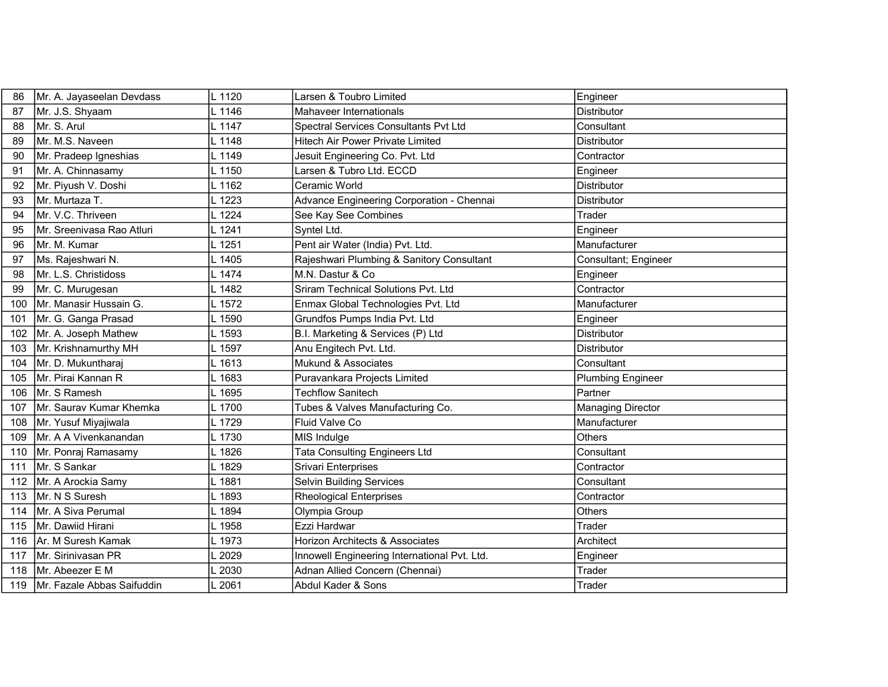| 86 | Mr. A. Jayaseelan Devdass | L 1120 | Larsen & Toubro Limited | Engineer |
|---|---|---|---|---|
| 87 | Mr. J.S. Shyaam | L 1146 | Mahaveer Internationals | Distributor |
| 88 | Mr. S. Arul | L 1147 | Spectral Services Consultants Pvt Ltd | Consultant |
| 89 | Mr. M.S. Naveen | L 1148 | Hitech Air Power Private Limited | Distributor |
| 90 | Mr. Pradeep Igneshias | L 1149 | Jesuit Engineering Co. Pvt. Ltd | Contractor |
| 91 | Mr. A. Chinnasamy | L 1150 | Larsen & Tubro Ltd. ECCD | Engineer |
| 92 | Mr. Piyush V. Doshi | L 1162 | Ceramic World | Distributor |
| 93 | Mr. Murtaza T. | L 1223 | Advance Engineering Corporation - Chennai | Distributor |
| 94 | Mr. V.C. Thriveen | L 1224 | See Kay See Combines | Trader |
| 95 | Mr. Sreenivasa Rao Atluri | L 1241 | Syntel Ltd. | Engineer |
| 96 | Mr. M. Kumar | L 1251 | Pent air Water (India) Pvt. Ltd. | Manufacturer |
| 97 | Ms. Rajeshwari N. | L 1405 | Rajeshwari Plumbing & Sanitory Consultant | Consultant; Engineer |
| 98 | Mr. L.S. Christidoss | L 1474 | M.N. Dastur & Co | Engineer |
| 99 | Mr. C. Murugesan | L 1482 | Sriram Technical Solutions Pvt. Ltd | Contractor |
| 100 | Mr. Manasir Hussain G. | L 1572 | Enmax Global Technologies Pvt. Ltd | Manufacturer |
| 101 | Mr. G. Ganga Prasad | L 1590 | Grundfos Pumps India Pvt. Ltd | Engineer |
| 102 | Mr. A. Joseph Mathew | L 1593 | B.I. Marketing & Services (P) Ltd | Distributor |
| 103 | Mr. Krishnamurthy MH | L 1597 | Anu Engitech Pvt. Ltd. | Distributor |
| 104 | Mr. D. Mukuntharaj | L 1613 | Mukund & Associates | Consultant |
| 105 | Mr. Pirai Kannan R | L 1683 | Puravankara Projects Limited | Plumbing Engineer |
| 106 | Mr. S Ramesh | L 1695 | Techflow Sanitech | Partner |
| 107 | Mr. Saurav Kumar Khemka | L 1700 | Tubes & Valves Manufacturing Co. | Managing Director |
| 108 | Mr. Yusuf Miyajiwala | L 1729 | Fluid Valve Co | Manufacturer |
| 109 | Mr. A A Vivenkanandan | L 1730 | MIS Indulge | Others |
| 110 | Mr. Ponraj Ramasamy | L 1826 | Tata Consulting Engineers Ltd | Consultant |
| 111 | Mr. S Sankar | L 1829 | Srivari Enterprises | Contractor |
| 112 | Mr. A Arockia Samy | L 1881 | Selvin Building Services | Consultant |
| 113 | Mr. N S Suresh | L 1893 | Rheological Enterprises | Contractor |
| 114 | Mr. A Siva Perumal | L 1894 | Olympia Group | Others |
| 115 | Mr. Dawiid Hirani | L 1958 | Ezzi Hardwar | Trader |
| 116 | Ar. M Suresh Kamak | L 1973 | Horizon Architects & Associates | Architect |
| 117 | Mr. Sirinivasan PR | L 2029 | Innowell Engineering International Pvt. Ltd. | Engineer |
| 118 | Mr. Abeezer E M | L 2030 | Adnan Allied Concern (Chennai) | Trader |
| 119 | Mr. Fazale Abbas Saifuddin | L 2061 | Abdul Kader & Sons | Trader |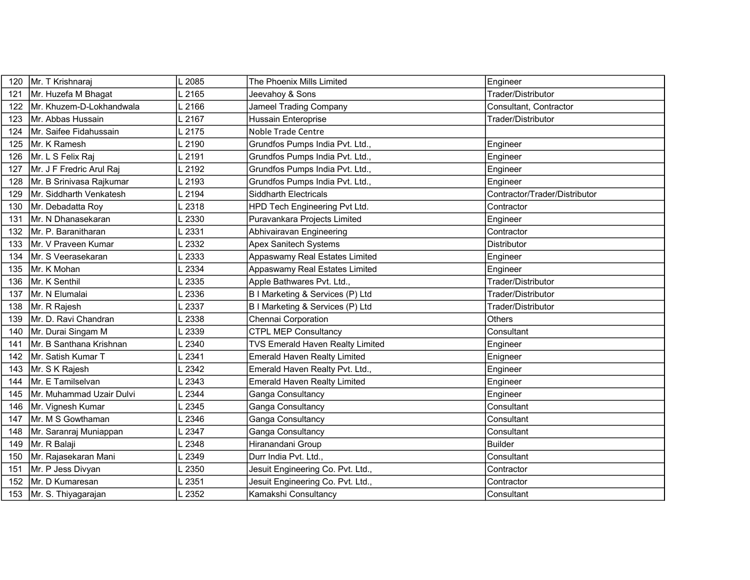| | | | | |
|---|---|---|---|---|
| 120 | Mr. T Krishnaraj | L 2085 | The Phoenix Mills Limited | Engineer |
| 121 | Mr. Huzefa M Bhagat | L 2165 | Jeevahoy & Sons | Trader/Distributor |
| 122 | Mr. Khuzem-D-Lokhandwala | L 2166 | Jameel Trading Company | Consultant, Contractor |
| 123 | Mr. Abbas Hussain | L 2167 | Hussain Enteroprise | Trader/Distributor |
| 124 | Mr. Saifee Fidahussain | L 2175 | Noble Trade Centre | |
| 125 | Mr. K Ramesh | L 2190 | Grundfos Pumps India Pvt. Ltd., | Engineer |
| 126 | Mr. L S Felix Raj | L 2191 | Grundfos Pumps India Pvt. Ltd., | Engineer |
| 127 | Mr. J F Fredric Arul Raj | L 2192 | Grundfos Pumps India Pvt. Ltd., | Engineer |
| 128 | Mr. B Srinivasa Rajkumar | L 2193 | Grundfos Pumps India Pvt. Ltd., | Engineer |
| 129 | Mr. Siddharth Venkatesh | L 2194 | Siddharth Electricals | Contractor/Trader/Distributor |
| 130 | Mr. Debadatta Roy | L 2318 | HPD Tech Engineering Pvt Ltd. | Contractor |
| 131 | Mr. N Dhanasekaran | L 2330 | Puravankara Projects Limited | Engineer |
| 132 | Mr. P. Baranitharan | L 2331 | Abhivairavan Engineering | Contractor |
| 133 | Mr. V Praveen Kumar | L 2332 | Apex Sanitech Systems | Distributor |
| 134 | Mr. S Veerasekaran | L 2333 | Appaswamy Real Estates Limited | Engineer |
| 135 | Mr. K Mohan | L 2334 | Appaswamy Real Estates Limited | Engineer |
| 136 | Mr. K Senthil | L 2335 | Apple Bathwares Pvt. Ltd., | Trader/Distributor |
| 137 | Mr. N Elumalai | L 2336 | B I Marketing & Services (P) Ltd | Trader/Distributor |
| 138 | Mr. R Rajesh | L 2337 | B I Marketing & Services (P) Ltd | Trader/Distributor |
| 139 | Mr. D. Ravi Chandran | L 2338 | Chennai Corporation | Others |
| 140 | Mr. Durai Singam M | L 2339 | CTPL MEP Consultancy | Consultant |
| 141 | Mr. B Santhana Krishnan | L 2340 | TVS Emerald Haven Realty Limited | Engineer |
| 142 | Mr. Satish Kumar T | L 2341 | Emerald Haven Realty Limited | Enigneer |
| 143 | Mr. S K Rajesh | L 2342 | Emerald Haven Realty Pvt. Ltd., | Engineer |
| 144 | Mr. E Tamilselvan | L 2343 | Emerald Haven Realty Limited | Engineer |
| 145 | Mr. Muhammad Uzair Dulvi | L 2344 | Ganga Consultancy | Engineer |
| 146 | Mr. Vignesh Kumar | L 2345 | Ganga Consultancy | Consultant |
| 147 | Mr. M S Gowthaman | L 2346 | Ganga Consultancy | Consultant |
| 148 | Mr. Saranraj Muniappan | L 2347 | Ganga Consultancy | Consultant |
| 149 | Mr. R Balaji | L 2348 | Hiranandani Group | Builder |
| 150 | Mr. Rajasekaran Mani | L 2349 | Durr India Pvt. Ltd., | Consultant |
| 151 | Mr. P Jess Divyan | L 2350 | Jesuit Engineering Co. Pvt. Ltd., | Contractor |
| 152 | Mr. D Kumaresan | L 2351 | Jesuit Engineering Co. Pvt. Ltd., | Contractor |
| 153 | Mr. S. Thiyagarajan | L 2352 | Kamakshi Consultancy | Consultant |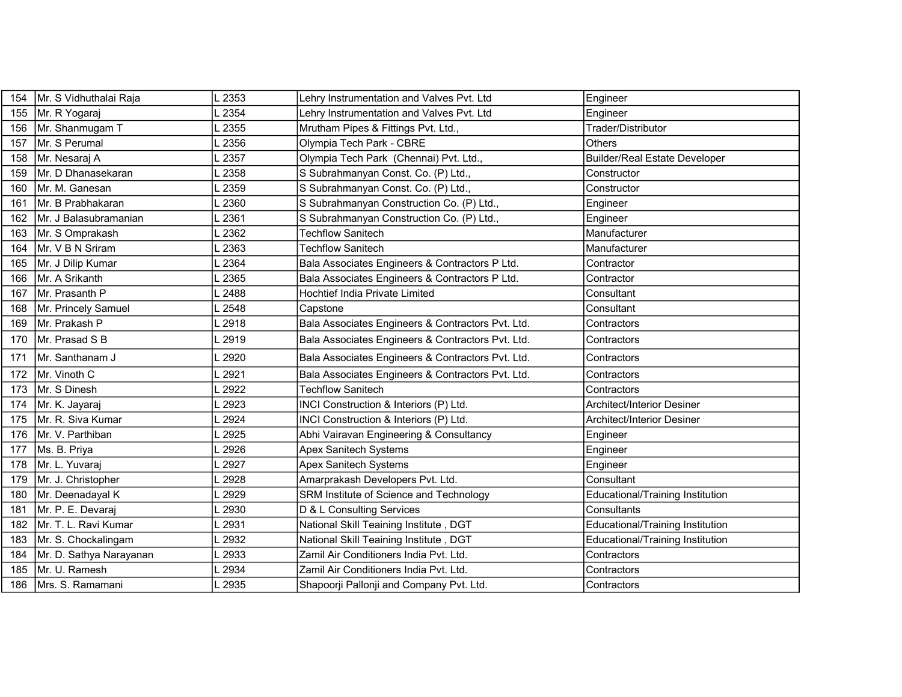| 154 | Mr. S Vidhuthalai Raja | L 2353 | Lehry Instrumentation and Valves Pvt. Ltd | Engineer |
|---|---|---|---|---|
| 155 | Mr. R Yogaraj | L 2354 | Lehry Instrumentation and Valves Pvt. Ltd | Engineer |
| 156 | Mr. Shanmugam T | L 2355 | Mrutham Pipes & Fittings Pvt. Ltd., | Trader/Distributor |
| 157 | Mr. S Perumal | L 2356 | Olympia Tech Park - CBRE | Others |
| 158 | Mr. Nesaraj A | L 2357 | Olympia Tech Park  (Chennai) Pvt. Ltd., | Builder/Real Estate Developer |
| 159 | Mr. D Dhanasekaran | L 2358 | S Subrahmanyan Const. Co. (P) Ltd., | Constructor |
| 160 | Mr. M. Ganesan | L 2359 | S Subrahmanyan Const. Co. (P) Ltd., | Constructor |
| 161 | Mr. B Prabhakaran | L 2360 | S Subrahmanyan Construction Co. (P) Ltd., | Engineer |
| 162 | Mr. J Balasubramanian | L 2361 | S Subrahmanyan Construction Co. (P) Ltd., | Engineer |
| 163 | Mr. S Omprakash | L 2362 | Techflow Sanitech | Manufacturer |
| 164 | Mr. V B N Sriram | L 2363 | Techflow Sanitech | Manufacturer |
| 165 | Mr. J Dilip Kumar | L 2364 | Bala Associates Engineers & Contractors P Ltd. | Contractor |
| 166 | Mr. A Srikanth | L 2365 | Bala Associates Engineers & Contractors P Ltd. | Contractor |
| 167 | Mr. Prasanth P | L 2488 | Hochtief India Private Limited | Consultant |
| 168 | Mr. Princely Samuel | L 2548 | Capstone | Consultant |
| 169 | Mr. Prakash P | L 2918 | Bala Associates Engineers & Contractors Pvt. Ltd. | Contractors |
| 170 | Mr. Prasad S B | L 2919 | Bala Associates Engineers & Contractors Pvt. Ltd. | Contractors |
| 171 | Mr. Santhanam J | L 2920 | Bala Associates Engineers & Contractors Pvt. Ltd. | Contractors |
| 172 | Mr. Vinoth C | L 2921 | Bala Associates Engineers & Contractors Pvt. Ltd. | Contractors |
| 173 | Mr. S Dinesh | L 2922 | Techflow Sanitech | Contractors |
| 174 | Mr. K. Jayaraj | L 2923 | INCI Construction & Interiors (P) Ltd. | Architect/Interior Desiner |
| 175 | Mr. R. Siva Kumar | L 2924 | INCI Construction & Interiors (P) Ltd. | Architect/Interior Desiner |
| 176 | Mr. V. Parthiban | L 2925 | Abhi Vairavan Engineering & Consultancy | Engineer |
| 177 | Ms. B. Priya | L 2926 | Apex Sanitech Systems | Engineer |
| 178 | Mr. L. Yuvaraj | L 2927 | Apex Sanitech Systems | Engineer |
| 179 | Mr. J. Christopher | L 2928 | Amarprakash Developers Pvt. Ltd. | Consultant |
| 180 | Mr. Deenadayal K | L 2929 | SRM Institute of Science and Technology | Educational/Training Institution |
| 181 | Mr. P. E. Devaraj | L 2930 | D & L Consulting Services | Consultants |
| 182 | Mr. T. L. Ravi Kumar | L 2931 | National Skill Teaining Institute , DGT | Educational/Training Institution |
| 183 | Mr. S. Chockalingam | L 2932 | National Skill Teaining Institute , DGT | Educational/Training Institution |
| 184 | Mr. D. Sathya Narayanan | L 2933 | Zamil Air Conditioners India Pvt. Ltd. | Contractors |
| 185 | Mr. U. Ramesh | L 2934 | Zamil Air Conditioners India Pvt. Ltd. | Contractors |
| 186 | Mrs. S. Ramamani | L 2935 | Shapoorji Pallonji and Company Pvt. Ltd. | Contractors |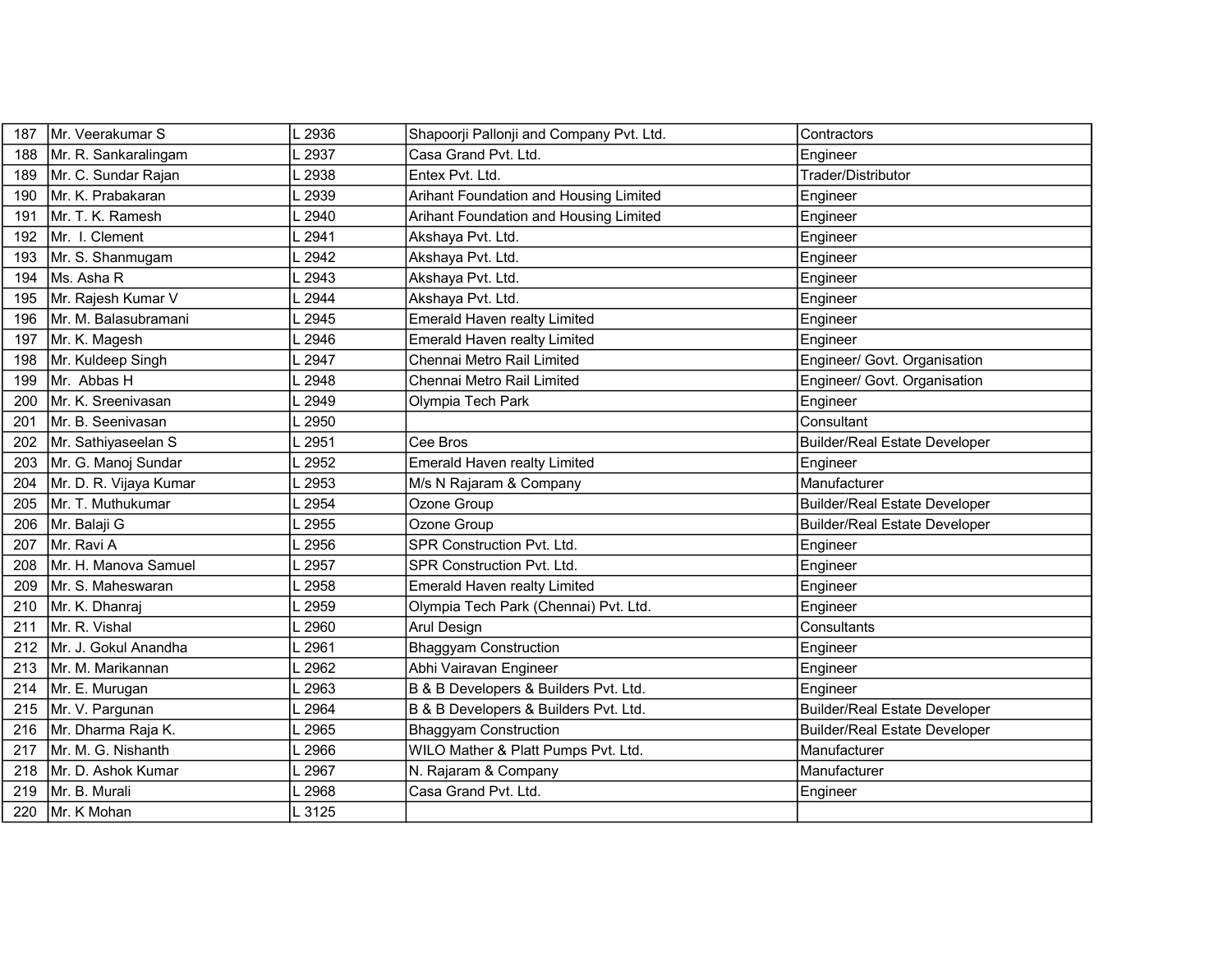| 187 | Mr. Veerakumar S | L 2936 | Shapoorji Pallonji and Company Pvt. Ltd. | Contractors |
|---|---|---|---|---|
| 188 | Mr. R. Sankaralingam | L 2937 | Casa Grand Pvt. Ltd. | Engineer |
| 189 | Mr. C. Sundar Rajan | L 2938 | Entex Pvt. Ltd. | Trader/Distributor |
| 190 | Mr. K. Prabakaran | L 2939 | Arihant Foundation and Housing Limited | Engineer |
| 191 | Mr. T. K. Ramesh | L 2940 | Arihant Foundation and Housing Limited | Engineer |
| 192 | Mr. I. Clement | L 2941 | Akshaya Pvt. Ltd. | Engineer |
| 193 | Mr. S. Shanmugam | L 2942 | Akshaya Pvt. Ltd. | Engineer |
| 194 | Ms. Asha R | L 2943 | Akshaya Pvt. Ltd. | Engineer |
| 195 | Mr. Rajesh Kumar V | L 2944 | Akshaya Pvt. Ltd. | Engineer |
| 196 | Mr. M. Balasubramani | L 2945 | Emerald Haven realty Limited | Engineer |
| 197 | Mr. K. Magesh | L 2946 | Emerald Haven realty Limited | Engineer |
| 198 | Mr. Kuldeep Singh | L 2947 | Chennai Metro Rail Limited | Engineer/ Govt. Organisation |
| 199 | Mr. Abbas H | L 2948 | Chennai Metro Rail Limited | Engineer/ Govt. Organisation |
| 200 | Mr. K. Sreenivasan | L 2949 | Olympia Tech Park | Engineer |
| 201 | Mr. B. Seenivasan | L 2950 | | Consultant |
| 202 | Mr. Sathiyaseelan S | L 2951 | Cee Bros | Builder/Real Estate Developer |
| 203 | Mr. G. Manoj Sundar | L 2952 | Emerald Haven realty Limited | Engineer |
| 204 | Mr. D. R. Vijaya Kumar | L 2953 | M/s N Rajaram & Company | Manufacturer |
| 205 | Mr. T. Muthukumar | L 2954 | Ozone Group | Builder/Real Estate Developer |
| 206 | Mr. Balaji G | L 2955 | Ozone Group | Builder/Real Estate Developer |
| 207 | Mr. Ravi A | L 2956 | SPR Construction Pvt. Ltd. | Engineer |
| 208 | Mr. H. Manova Samuel | L 2957 | SPR Construction Pvt. Ltd. | Engineer |
| 209 | Mr. S. Maheswaran | L 2958 | Emerald Haven realty Limited | Engineer |
| 210 | Mr. K. Dhanraj | L 2959 | Olympia Tech Park (Chennai) Pvt. Ltd. | Engineer |
| 211 | Mr. R. Vishal | L 2960 | Arul Design | Consultants |
| 212 | Mr. J. Gokul Anandha | L 2961 | Bhaggyam Construction | Engineer |
| 213 | Mr. M. Marikannan | L 2962 | Abhi Vairavan Engineer | Engineer |
| 214 | Mr. E. Murugan | L 2963 | B & B Developers & Builders Pvt. Ltd. | Engineer |
| 215 | Mr. V. Pargunan | L 2964 | B & B Developers & Builders Pvt. Ltd. | Builder/Real Estate Developer |
| 216 | Mr. Dharma Raja K. | L 2965 | Bhaggyam Construction | Builder/Real Estate Developer |
| 217 | Mr. M. G. Nishanth | L 2966 | WILO Mather & Platt Pumps Pvt. Ltd. | Manufacturer |
| 218 | Mr. D. Ashok Kumar | L 2967 | N. Rajaram & Company | Manufacturer |
| 219 | Mr. B. Murali | L 2968 | Casa Grand Pvt. Ltd. | Engineer |
| 220 | Mr. K Mohan | L 3125 | | |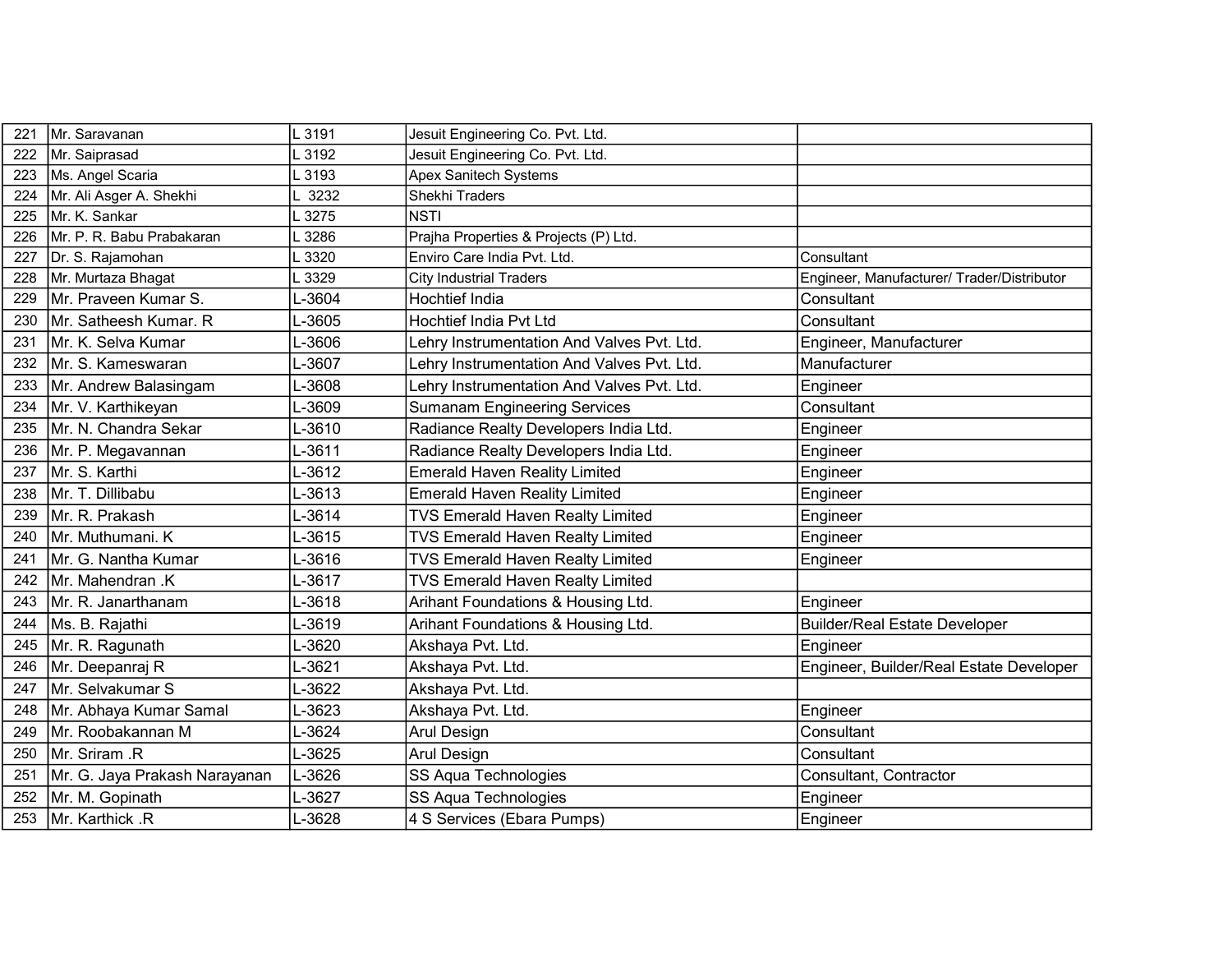| 221 | Mr. Saravanan | L 3191 | Jesuit Engineering Co. Pvt. Ltd. | |
|---|---|---|---|---|
| 222 | Mr. Saiprasad | L 3192 | Jesuit Engineering Co. Pvt. Ltd. | |
| 223 | Ms. Angel Scaria | L 3193 | Apex Sanitech Systems | |
| 224 | Mr. Ali Asger A. Shekhi | L 3232 | Shekhi Traders | |
| 225 | Mr. K. Sankar | L 3275 | NSTI | |
| 226 | Mr. P. R. Babu Prabakaran | L 3286 | Prajha Properties & Projects (P) Ltd. | |
| 227 | Dr. S. Rajamohan | L 3320 | Enviro Care India Pvt. Ltd. | Consultant |
| 228 | Mr. Murtaza Bhagat | L 3329 | City Industrial Traders | Engineer, Manufacturer/ Trader/Distributor |
| 229 | Mr. Praveen Kumar S. | L-3604 | Hochtief India | Consultant |
| 230 | Mr. Satheesh Kumar. R | L-3605 | Hochtief India Pvt Ltd | Consultant |
| 231 | Mr. K. Selva Kumar | L-3606 | Lehry Instrumentation And Valves Pvt. Ltd. | Engineer, Manufacturer |
| 232 | Mr. S. Kameswaran | L-3607 | Lehry Instrumentation And Valves Pvt. Ltd. | Manufacturer |
| 233 | Mr. Andrew Balasingam | L-3608 | Lehry Instrumentation And Valves Pvt. Ltd. | Engineer |
| 234 | Mr. V. Karthikeyan | L-3609 | Sumanam Engineering Services | Consultant |
| 235 | Mr. N. Chandra Sekar | L-3610 | Radiance Realty Developers India Ltd. | Engineer |
| 236 | Mr. P. Megavannan | L-3611 | Radiance Realty Developers India Ltd. | Engineer |
| 237 | Mr. S. Karthi | L-3612 | Emerald Haven Reality Limited | Engineer |
| 238 | Mr. T. Dillibabu | L-3613 | Emerald Haven Reality Limited | Engineer |
| 239 | Mr. R. Prakash | L-3614 | TVS Emerald Haven Realty Limited | Engineer |
| 240 | Mr. Muthumani. K | L-3615 | TVS Emerald Haven Realty Limited | Engineer |
| 241 | Mr. G. Nantha Kumar | L-3616 | TVS Emerald Haven Realty Limited | Engineer |
| 242 | Mr. Mahendran .K | L-3617 | TVS Emerald Haven Realty Limited | |
| 243 | Mr. R. Janarthanam | L-3618 | Arihant Foundations & Housing Ltd. | Engineer |
| 244 | Ms. B. Rajathi | L-3619 | Arihant Foundations & Housing Ltd. | Builder/Real Estate Developer |
| 245 | Mr. R. Ragunath | L-3620 | Akshaya Pvt. Ltd. | Engineer |
| 246 | Mr. Deepanraj R | L-3621 | Akshaya Pvt. Ltd. | Engineer, Builder/Real Estate Developer |
| 247 | Mr. Selvakumar S | L-3622 | Akshaya Pvt. Ltd. | |
| 248 | Mr. Abhaya Kumar Samal | L-3623 | Akshaya Pvt. Ltd. | Engineer |
| 249 | Mr. Roobakannan M | L-3624 | Arul Design | Consultant |
| 250 | Mr. Sriram .R | L-3625 | Arul Design | Consultant |
| 251 | Mr. G. Jaya Prakash Narayanan | L-3626 | SS Aqua Technologies | Consultant, Contractor |
| 252 | Mr. M. Gopinath | L-3627 | SS Aqua Technologies | Engineer |
| 253 | Mr. Karthick .R | L-3628 | 4 S Services (Ebara Pumps) | Engineer |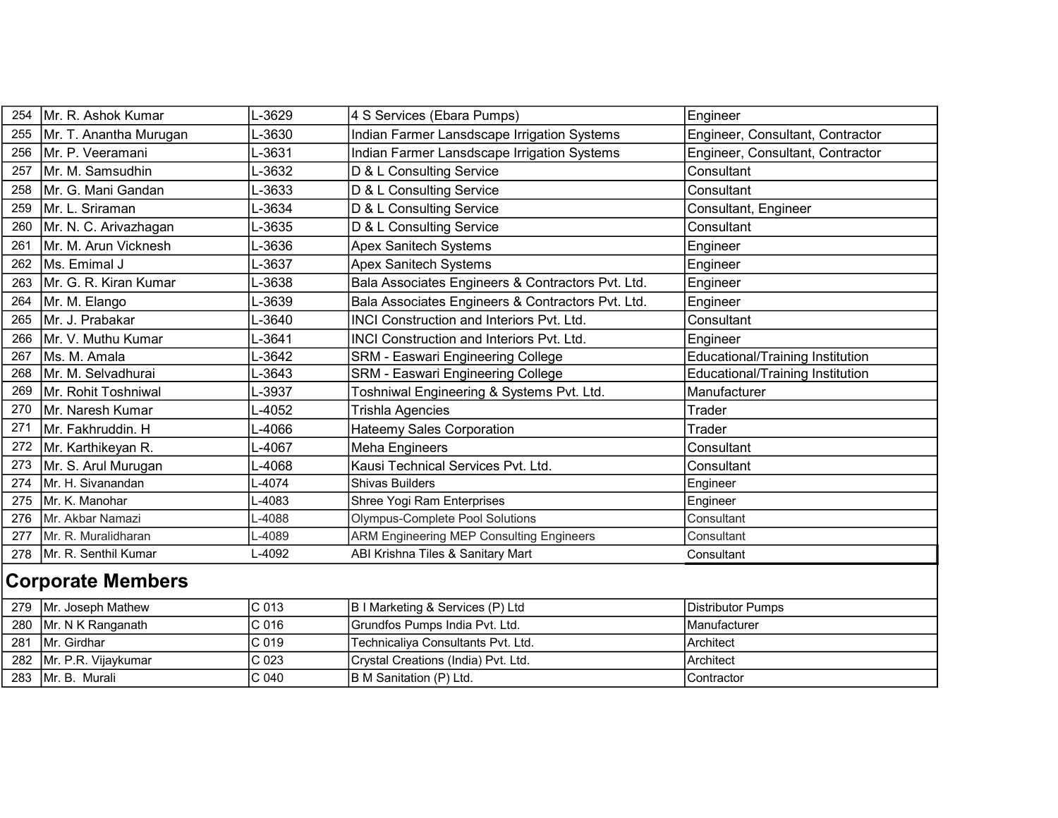| 254 | Mr. R. Ashok Kumar | L-3629 | 4 S Services (Ebara Pumps) | Engineer |
|---|---|---|---|---|
| 255 | Mr. T. Anantha Murugan | L-3630 | Indian Farmer Lansdscape Irrigation Systems | Engineer, Consultant, Contractor |
| 256 | Mr. P. Veeramani | L-3631 | Indian Farmer Lansdscape Irrigation Systems | Engineer, Consultant, Contractor |
| 257 | Mr. M. Samsudhin | L-3632 | D & L Consulting Service | Consultant |
| 258 | Mr. G. Mani Gandan | L-3633 | D & L Consulting Service | Consultant |
| 259 | Mr. L. Sriraman | L-3634 | D & L Consulting Service | Consultant, Engineer |
| 260 | Mr. N. C. Arivazhagan | L-3635 | D & L Consulting Service | Consultant |
| 261 | Mr. M. Arun Vicknesh | L-3636 | Apex Sanitech Systems | Engineer |
| 262 | Ms. Emimal J | L-3637 | Apex Sanitech Systems | Engineer |
| 263 | Mr. G. R. Kiran Kumar | L-3638 | Bala Associates Engineers & Contractors Pvt. Ltd. | Engineer |
| 264 | Mr. M. Elango | L-3639 | Bala Associates Engineers & Contractors Pvt. Ltd. | Engineer |
| 265 | Mr. J. Prabakar | L-3640 | INCI Construction and Interiors Pvt. Ltd. | Consultant |
| 266 | Mr. V. Muthu Kumar | L-3641 | INCI Construction and Interiors Pvt. Ltd. | Engineer |
| 267 | Ms. M. Amala | L-3642 | SRM - Easwari Engineering College | Educational/Training Institution |
| 268 | Mr. M. Selvadhurai | L-3643 | SRM - Easwari Engineering College | Educational/Training Institution |
| 269 | Mr. Rohit Toshniwal | L-3937 | Toshniwal Engineering & Systems Pvt. Ltd. | Manufacturer |
| 270 | Mr. Naresh Kumar | L-4052 | Trishla Agencies | Trader |
| 271 | Mr. Fakhruddin. H | L-4066 | Hateemy Sales Corporation | Trader |
| 272 | Mr. Karthikeyan R. | L-4067 | Meha Engineers | Consultant |
| 273 | Mr. S. Arul Murugan | L-4068 | Kausi Technical Services Pvt. Ltd. | Consultant |
| 274 | Mr. H. Sivanandan | L-4074 | Shivas Builders | Engineer |
| 275 | Mr. K. Manohar | L-4083 | Shree Yogi Ram Enterprises | Engineer |
| 276 | Mr. Akbar Namazi | L-4088 | Olympus-Complete Pool Solutions | Consultant |
| 277 | Mr. R. Muralidharan | L-4089 | ARM Engineering MEP Consulting Engineers | Consultant |
| 278 | Mr. R. Senthil Kumar | L-4092 | ABI Krishna Tiles & Sanitary Mart | Consultant |

## Corporate Members

| 279 | Mr. Joseph Mathew | C 013 | B I Marketing & Services (P) Ltd | Distributor Pumps |
|---|---|---|---|---|
| 280 | Mr. N K Ranganath | C 016 | Grundfos Pumps India Pvt. Ltd. | Manufacturer |
| 281 | Mr. Girdhar | C 019 | Technicaliya Consultants Pvt. Ltd. | Architect |
| 282 | Mr. P.R. Vijaykumar | C 023 | Crystal Creations (India) Pvt. Ltd. | Architect |
| 283 | Mr. B. Murali | C 040 | B M Sanitation (P) Ltd. | Contractor |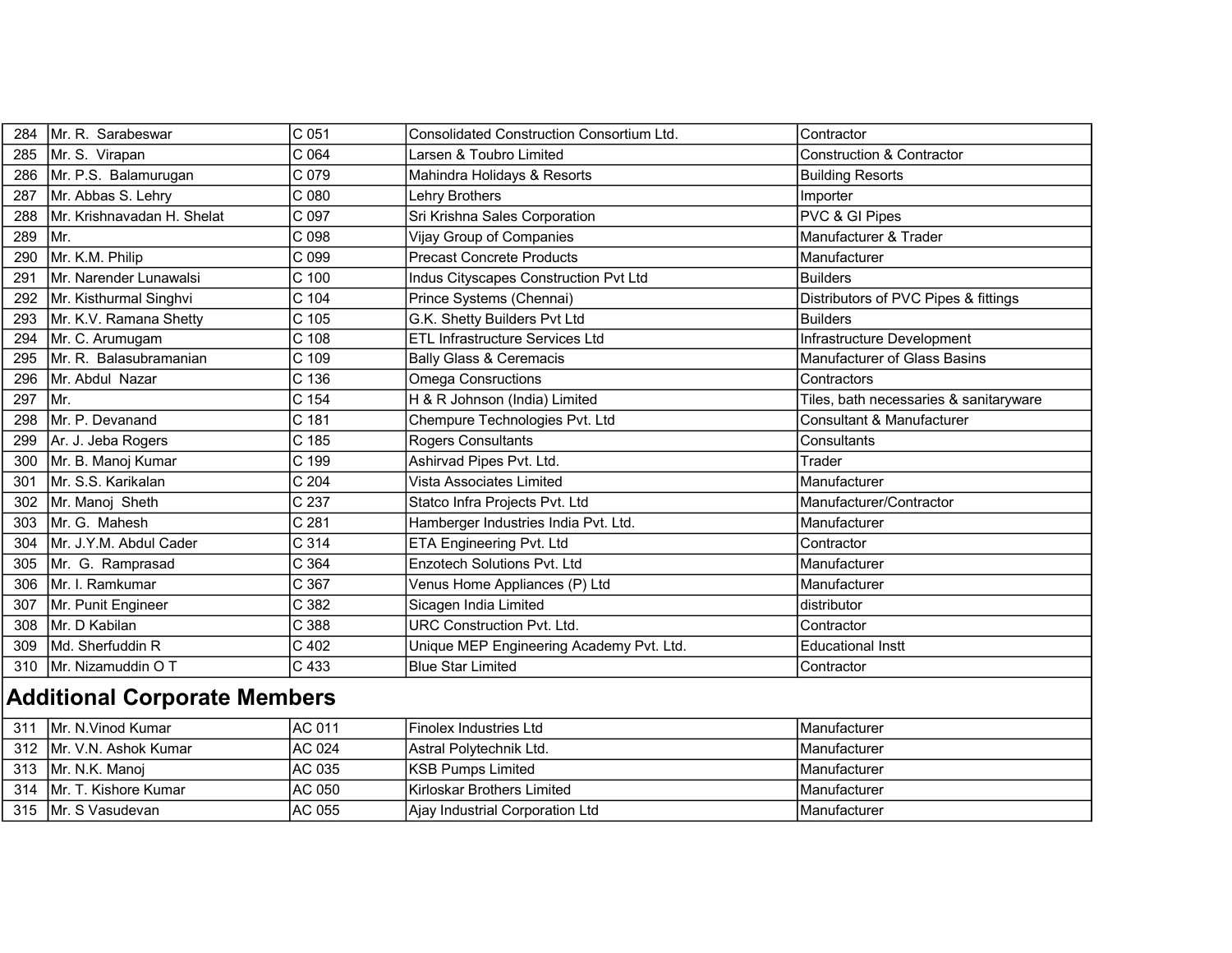| | | | | |
|---|---|---|---|---|
| 284 | Mr. R. Sarabeswar | C 051 | Consolidated Construction Consortium Ltd. | Contractor |
| 285 | Mr. S. Virapan | C 064 | Larsen & Toubro Limited | Construction & Contractor |
| 286 | Mr. P.S. Balamurugan | C 079 | Mahindra Holidays & Resorts | Building Resorts |
| 287 | Mr. Abbas S. Lehry | C 080 | Lehry Brothers | Importer |
| 288 | Mr. Krishnavadan H. Shelat | C 097 | Sri Krishna Sales Corporation | PVC & GI Pipes |
| 289 | Mr. | C 098 | Vijay Group of Companies | Manufacturer & Trader |
| 290 | Mr. K.M. Philip | C 099 | Precast Concrete Products | Manufacturer |
| 291 | Mr. Narender Lunawalsi | C 100 | Indus Cityscapes Construction Pvt Ltd | Builders |
| 292 | Mr. Kisthurmal Singhvi | C 104 | Prince Systems (Chennai) | Distributors of PVC Pipes & fittings |
| 293 | Mr. K.V. Ramana Shetty | C 105 | G.K. Shetty Builders Pvt Ltd | Builders |
| 294 | Mr. C. Arumugam | C 108 | ETL Infrastructure Services Ltd | Infrastructure Development |
| 295 | Mr. R. Balasubramanian | C 109 | Bally Glass & Ceremacis | Manufacturer of Glass Basins |
| 296 | Mr. Abdul Nazar | C 136 | Omega Consructions | Contractors |
| 297 | Mr. | C 154 | H & R Johnson (India) Limited | Tiles, bath necessaries & sanitaryware |
| 298 | Mr. P. Devanand | C 181 | Chempure Technologies Pvt. Ltd | Consultant & Manufacturer |
| 299 | Ar. J. Jeba Rogers | C 185 | Rogers Consultants | Consultants |
| 300 | Mr. B. Manoj Kumar | C 199 | Ashirvad Pipes Pvt. Ltd. | Trader |
| 301 | Mr. S.S. Karikalan | C 204 | Vista Associates Limited | Manufacturer |
| 302 | Mr. Manoj Sheth | C 237 | Statco Infra Projects Pvt. Ltd | Manufacturer/Contractor |
| 303 | Mr. G. Mahesh | C 281 | Hamberger Industries India Pvt. Ltd. | Manufacturer |
| 304 | Mr. J.Y.M. Abdul Cader | C 314 | ETA Engineering Pvt. Ltd | Contractor |
| 305 | Mr. G. Ramprasad | C 364 | Enzotech Solutions Pvt. Ltd | Manufacturer |
| 306 | Mr. I. Ramkumar | C 367 | Venus Home Appliances (P) Ltd | Manufacturer |
| 307 | Mr. Punit Engineer | C 382 | Sicagen India Limited | distributor |
| 308 | Mr. D Kabilan | C 388 | URC Construction Pvt. Ltd. | Contractor |
| 309 | Md. Sherfuddin R | C 402 | Unique MEP Engineering Academy Pvt. Ltd. | Educational Instt |
| 310 | Mr. Nizamuddin O T | C 433 | Blue Star Limited | Contractor |

## Additional Corporate Members

| | | | | |
|---|---|---|---|---|
| 311 | Mr. N.Vinod Kumar | AC 011 | Finolex Industries Ltd | Manufacturer |
| 312 | Mr. V.N. Ashok Kumar | AC 024 | Astral Polytechnik Ltd. | Manufacturer |
| 313 | Mr. N.K. Manoj | AC 035 | KSB Pumps Limited | Manufacturer |
| 314 | Mr. T. Kishore Kumar | AC 050 | Kirloskar Brothers Limited | Manufacturer |
| 315 | Mr. S Vasudevan | AC 055 | Ajay Industrial Corporation Ltd | Manufacturer |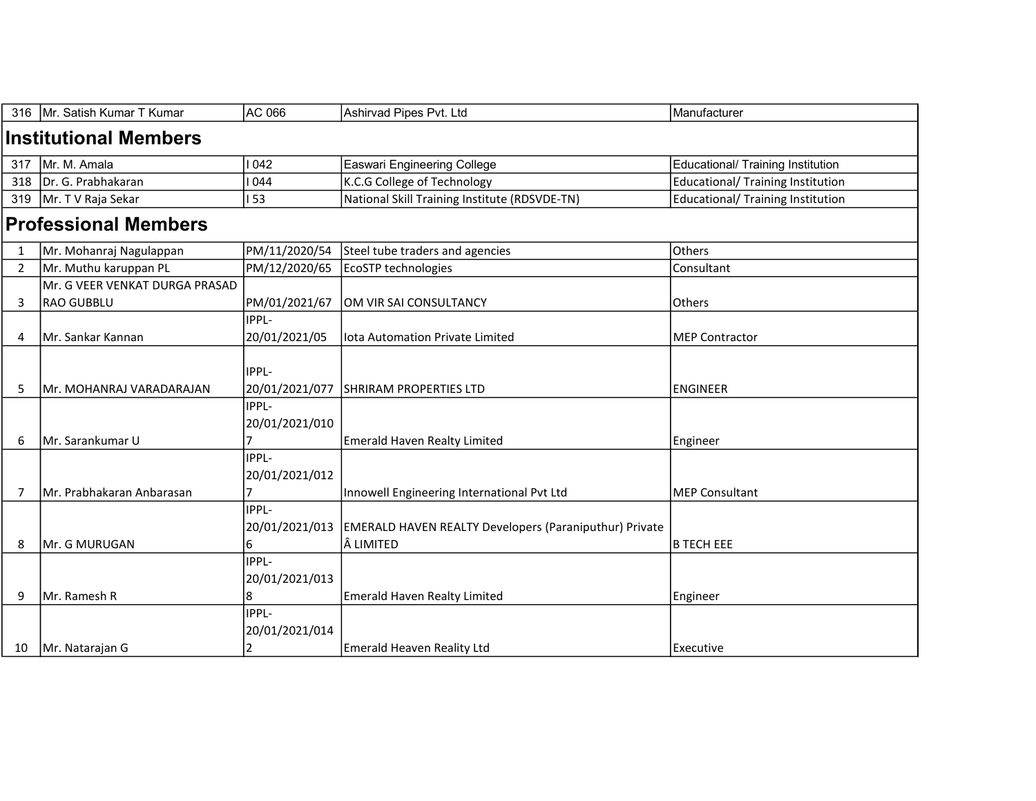| | | | | |
|---|---|---|---|---|
| 316 | Mr. Satish Kumar T Kumar | AC 066 | Ashirvad Pipes Pvt. Ltd | Manufacturer |

## Institutional Members

| | | | | |
|---|---|---|---|---|
| 317 | Mr. M. Amala | I 042 | Easwari Engineering College | Educational/ Training Institution |
| 318 | Dr. G. Prabhakaran | I 044 | K.C.G College of Technology | Educational/ Training Institution |
| 319 | Mr. T V Raja Sekar | I 53 | National Skill Training Institute (RDSVDE-TN) | Educational/ Training Institution |

## Professional Members

| | | | | |
|---|---|---|---|---|
| 1 | Mr. Mohanraj Nagulappan | PM/11/2020/54 | Steel tube traders and agencies | Others |
| 2 | Mr. Muthu karuppan PL | PM/12/2020/65 | EcoSTP technologies | Consultant |
| 3 | Mr. G VEER VENKAT DURGA PRASAD RAO GUBBLU | PM/01/2021/67 | OM VIR SAI CONSULTANCY | Others |
| 4 | Mr. Sankar Kannan | IPPL-20/01/2021/05 | Iota Automation Private Limited | MEP Contractor |
| 5 | Mr. MOHANRAJ VARADARAJAN | IPPL-20/01/2021/077 | SHRIRAM PROPERTIES LTD | ENGINEER |
| 6 | Mr. Sarankumar U | IPPL-20/01/2021/0107 | Emerald Haven Realty Limited | Engineer |
| 7 | Mr. Prabhakaran Anbarasan | IPPL-20/01/2021/0127 | Innowell Engineering International Pvt Ltd | MEP Consultant |
| 8 | Mr. G MURUGAN | IPPL-20/01/2021/0136 | EMERALD HAVEN REALTY Developers (Paraniputhur) Private Â LIMITED | B TECH EEE |
| 9 | Mr. Ramesh R | IPPL-20/01/2021/0138 | Emerald Haven Realty Limited | Engineer |
| 10 | Mr. Natarajan G | IPPL-20/01/2021/0142 | Emerald Heaven Reality Ltd | Executive |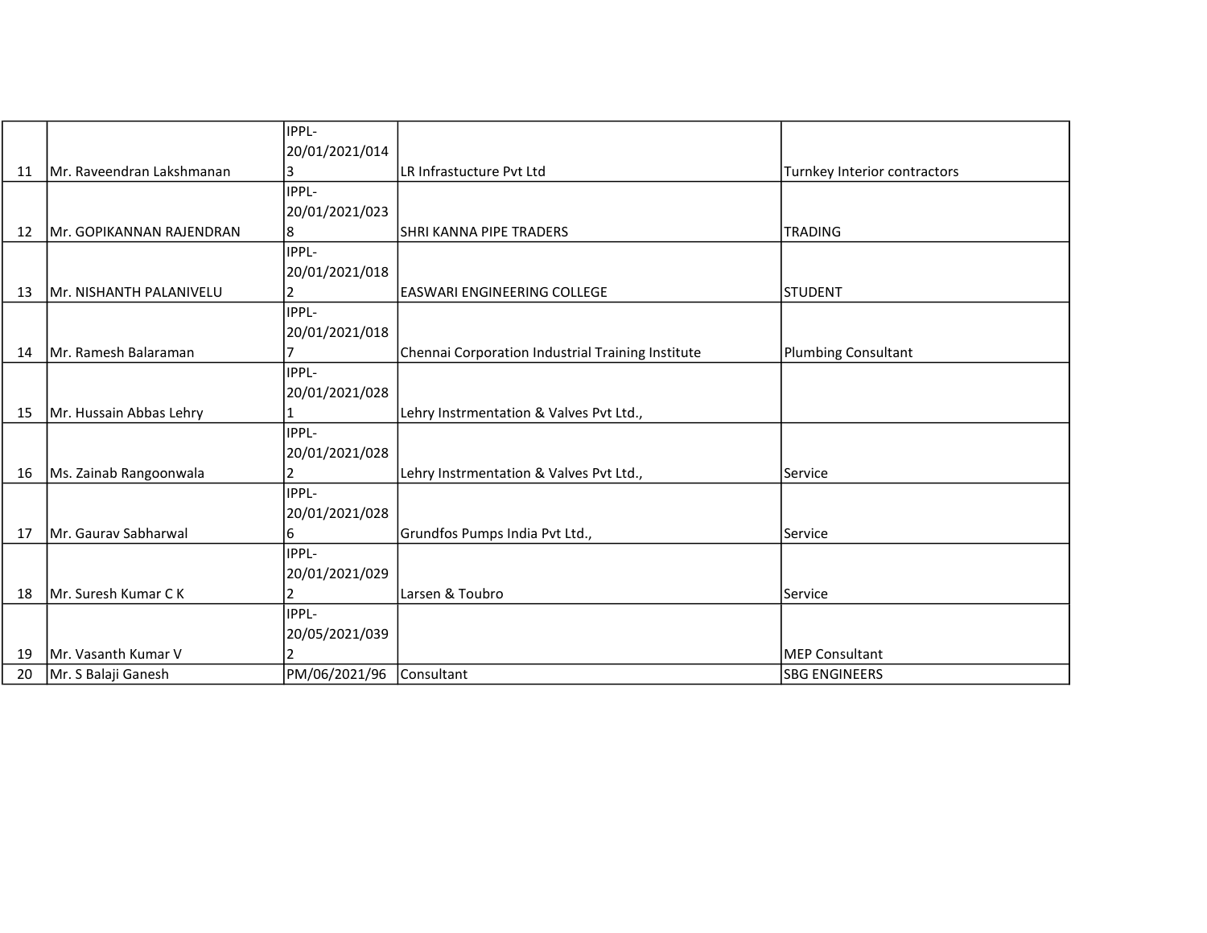| | | | | |
|---|---|---|---|---|
| 11 | Mr. Raveendran Lakshmanan | IPPL-20/01/2021/0143 | LR Infrastucture Pvt Ltd | Turnkey Interior contractors |
| 12 | Mr. GOPIKANNAN RAJENDRAN | IPPL-20/01/2021/0238 | SHRI KANNA PIPE TRADERS | TRADING |
| 13 | Mr. NISHANTH PALANIVELU | IPPL-20/01/2021/0182 | EASWARI ENGINEERING COLLEGE | STUDENT |
| 14 | Mr. Ramesh Balaraman | IPPL-20/01/2021/0187 | Chennai Corporation Industrial Training Institute | Plumbing Consultant |
| 15 | Mr. Hussain Abbas Lehry | IPPL-20/01/2021/0281 | Lehry Instrmentation & Valves Pvt Ltd., | |
| 16 | Ms. Zainab Rangoonwala | IPPL-20/01/2021/0282 | Lehry Instrmentation & Valves Pvt Ltd., | Service |
| 17 | Mr. Gaurav Sabharwal | IPPL-20/01/2021/0286 | Grundfos Pumps India Pvt Ltd., | Service |
| 18 | Mr. Suresh Kumar C K | IPPL-20/01/2021/0292 | Larsen & Toubro | Service |
| 19 | Mr. Vasanth Kumar V | IPPL-20/05/2021/0392 | | MEP Consultant |
| 20 | Mr. S Balaji Ganesh | PM/06/2021/96 | Consultant | SBG ENGINEERS |